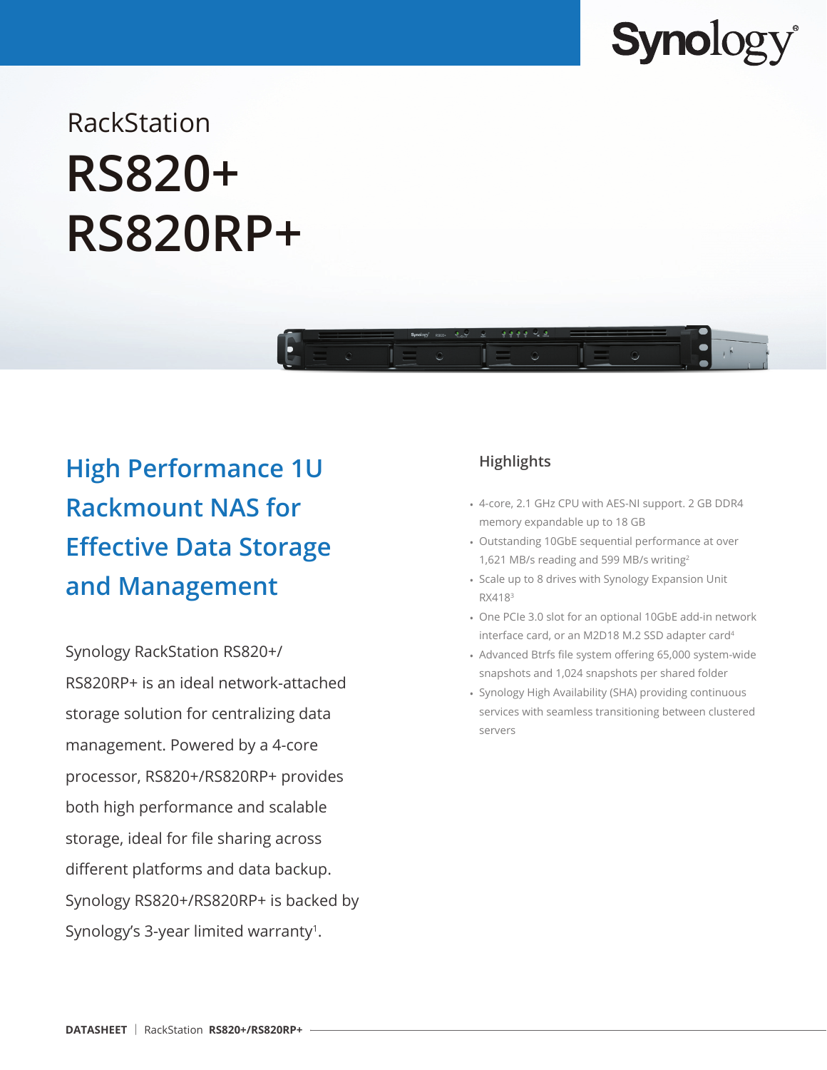RackStation

# RS820+
# RS820RP+

## High Performance 1U Rackmount NAS for Effective Data Storage and Management

Synology RackStation RS820+/RS820RP+ is an ideal network-attached storage solution for centralizing data management. Powered by a 4-core processor, RS820+/RS820RP+ provides both high performance and scalable storage, ideal for file sharing across different platforms and data backup. Synology RS820+/RS820RP+ is backed by Synology's 3-year limited warranty[1].

### Highlights

- 4-core, 2.1 GHz CPU with AES-NI support. 2 GB DDR4 memory expandable up to 18 GB
- Outstanding 10GbE sequential performance at over 1,621 MB/s reading and 599 MB/s writing[2]
- Scale up to 8 drives with Synology Expansion Unit RX418[3]
- One PCIe 3.0 slot for an optional 10GbE add-in network interface card, or an M2D18 M.2 SSD adapter card[4]
- Advanced Btrfs file system offering 65,000 system-wide snapshots and 1,024 snapshots per shared folder
- Synology High Availability (SHA) providing continuous services with seamless transitioning between clustered servers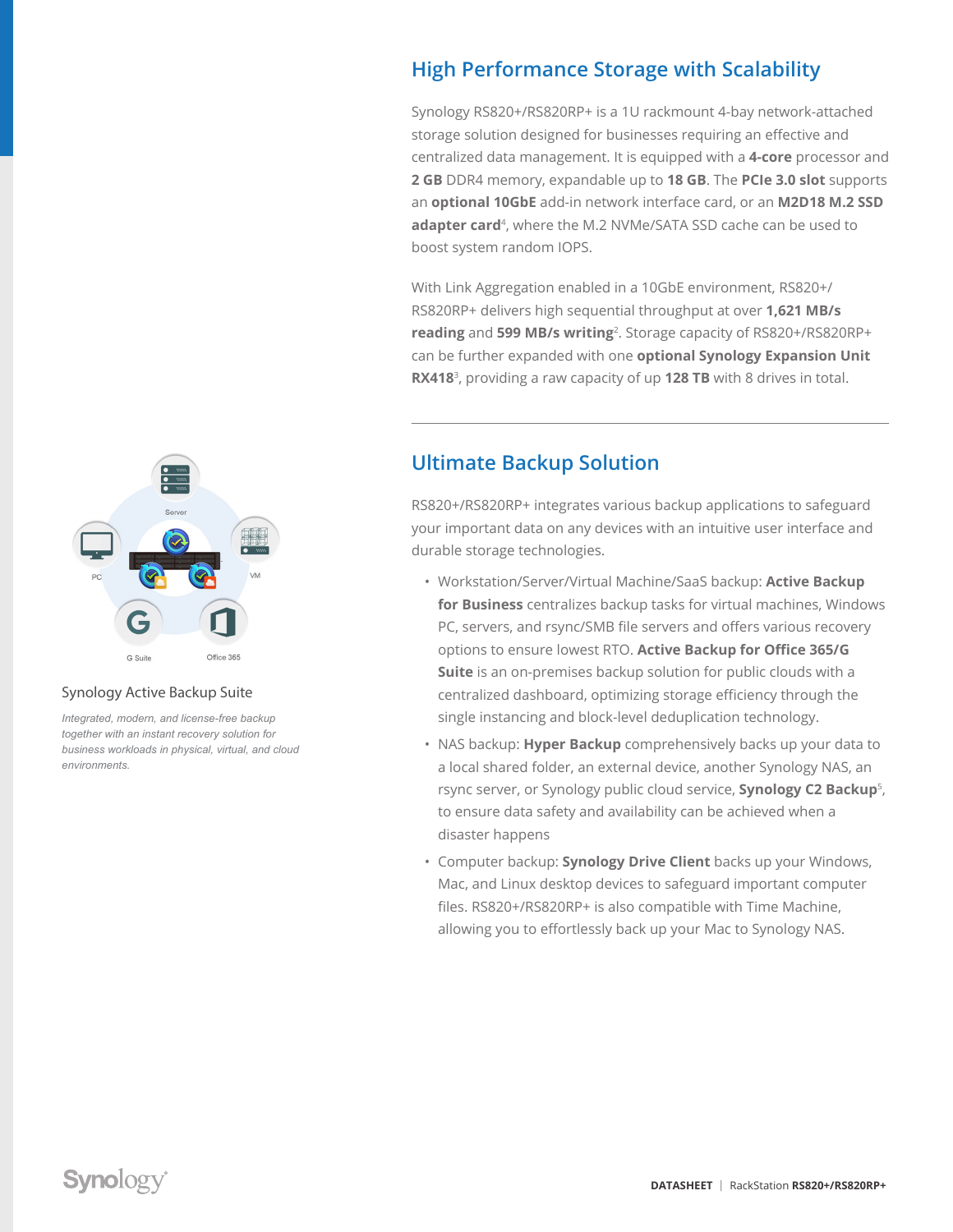## High Performance Storage with Scalability

Synology RS820+/RS820RP+ is a 1U rackmount 4-bay network-attached storage solution designed for businesses requiring an effective and centralized data management. It is equipped with a **4-core** processor and **2 GB** DDR4 memory, expandable up to **18 GB**. The **PCIe 3.0 slot** supports an **optional 10GbE** add-in network interface card, or an **M2D18 M.2 SSD adapter card**[4], where the M.2 NVMe/SATA SSD cache can be used to boost system random IOPS.

With Link Aggregation enabled in a 10GbE environment, RS820+/RS820RP+ delivers high sequential throughput at over **1,621 MB/s reading** and **599 MB/s writing**[2]. Storage capacity of RS820+/RS820RP+ can be further expanded with one **optional Synology Expansion Unit RX418**[3], providing a raw capacity of up **128 TB** with 8 drives in total.

## Ultimate Backup Solution

RS820+/RS820RP+ integrates various backup applications to safeguard your important data on any devices with an intuitive user interface and durable storage technologies.

- Workstation/Server/Virtual Machine/SaaS backup: **Active Backup for Business** centralizes backup tasks for virtual machines, Windows PC, servers, and rsync/SMB file servers and offers various recovery options to ensure lowest RTO. **Active Backup for Office 365/G Suite** is an on-premises backup solution for public clouds with a centralized dashboard, optimizing storage efficiency through the single instancing and block-level deduplication technology.
- NAS backup: **Hyper Backup** comprehensively backs up your data to a local shared folder, an external device, another Synology NAS, an rsync server, or Synology public cloud service, **Synology C2 Backup**[5], to ensure data safety and availability can be achieved when a disaster happens
- Computer backup: **Synology Drive Client** backs up your Windows, Mac, and Linux desktop devices to safeguard important computer files. RS820+/RS820RP+ is also compatible with Time Machine, allowing you to effortlessly back up your Mac to Synology NAS.

Server

PC

VM

G Suite

Office 365

Synology Active Backup Suite

*Integrated, modern, and license-free backup together with an instant recovery solution for business workloads in physical, virtual, and cloud environments.*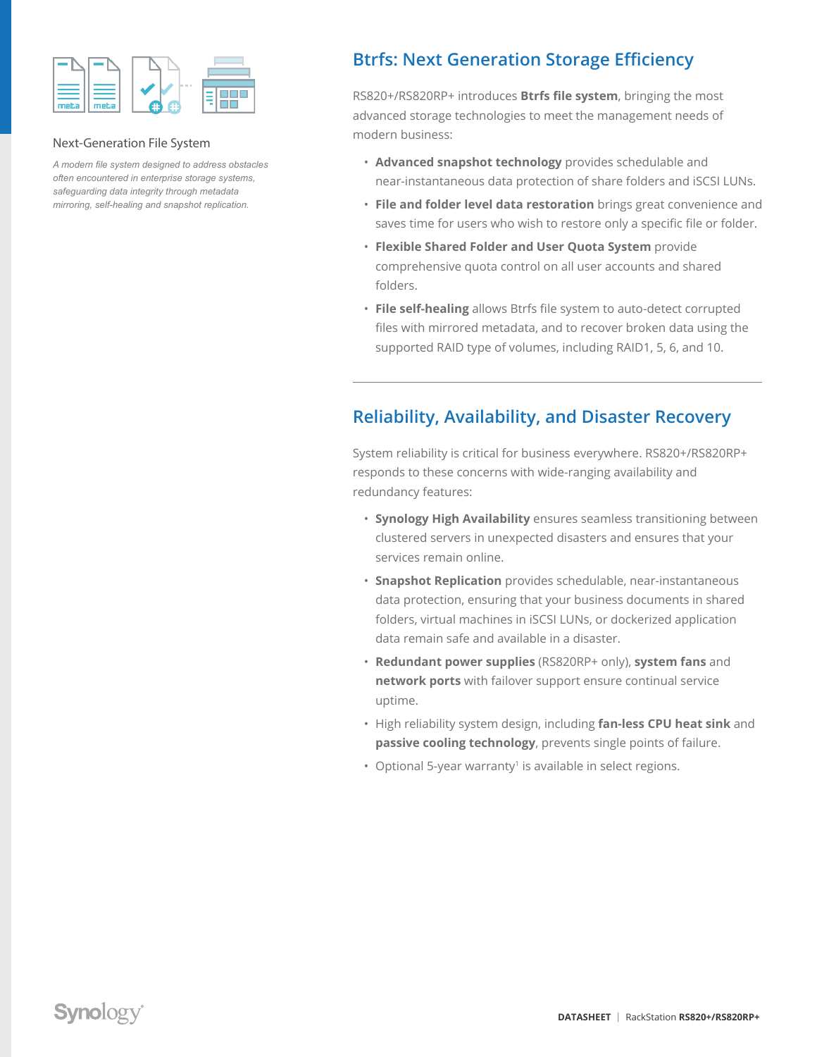Next-Generation File System

*A modern file system designed to address obstacles often encountered in enterprise storage systems, safeguarding data integrity through metadata mirroring, self-healing and snapshot replication.*

## Btrfs: Next Generation Storage Efficiency

RS820+/RS820RP+ introduces **Btrfs file system**, bringing the most advanced storage technologies to meet the management needs of modern business:

- **Advanced snapshot technology** provides schedulable and near-instantaneous data protection of share folders and iSCSI LUNs.
- **File and folder level data restoration** brings great convenience and saves time for users who wish to restore only a specific file or folder.
- **Flexible Shared Folder and User Quota System** provide comprehensive quota control on all user accounts and shared folders.
- **File self-healing** allows Btrfs file system to auto-detect corrupted files with mirrored metadata, and to recover broken data using the supported RAID type of volumes, including RAID1, 5, 6, and 10.

## Reliability, Availability, and Disaster Recovery

System reliability is critical for business everywhere. RS820+/RS820RP+ responds to these concerns with wide-ranging availability and redundancy features:

- **Synology High Availability** ensures seamless transitioning between clustered servers in unexpected disasters and ensures that your services remain online.
- **Snapshot Replication** provides schedulable, near-instantaneous data protection, ensuring that your business documents in shared folders, virtual machines in iSCSI LUNs, or dockerized application data remain safe and available in a disaster.
- **Redundant power supplies** (RS820RP+ only), **system fans** and **network ports** with failover support ensure continual service uptime.
- High reliability system design, including **fan-less CPU heat sink** and **passive cooling technology**, prevents single points of failure.
- Optional 5-year warranty[1] is available in select regions.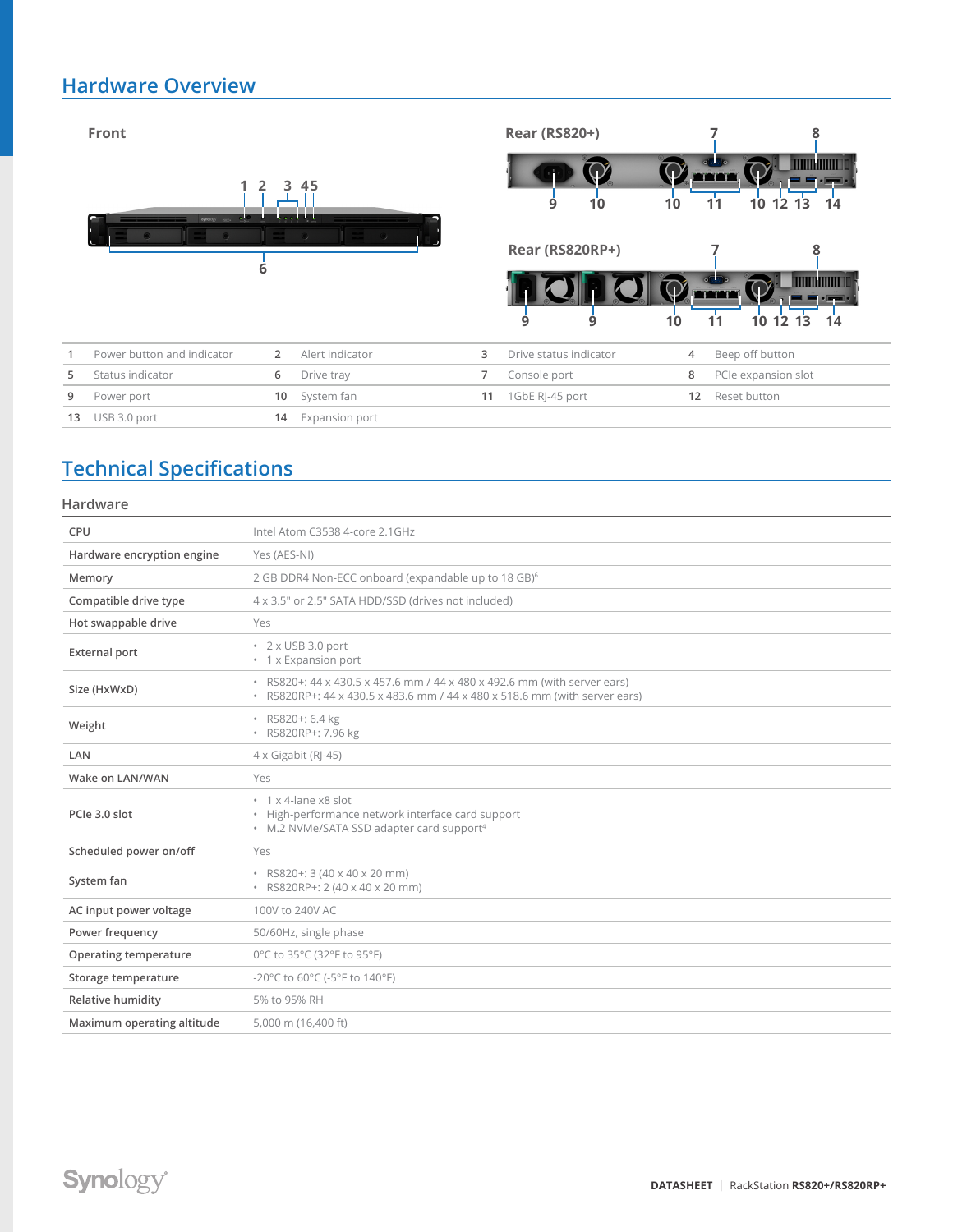## Hardware Overview

Front

Rear (RS820+)

Rear (RS820RP+)

| | | | | | | | |
|---|---|---|---|---|---|---|---|
| 1 | Power button and indicator | 2 | Alert indicator | 3 | Drive status indicator | 4 | Beep off button |
| 5 | Status indicator | 6 | Drive tray | 7 | Console port | 8 | PCIe expansion slot |
| 9 | Power port | 10 | System fan | 11 | 1GbE RJ-45 port | 12 | Reset button |
| 13 | USB 3.0 port | 14 | Expansion port | | | | |

## Technical Specifications

### Hardware

| | |
|---|---|
| CPU | Intel Atom C3538 4-core 2.1GHz |
| Hardware encryption engine | Yes (AES-NI) |
| Memory | 2 GB DDR4 Non-ECC onboard (expandable up to 18 GB)[6] |
| Compatible drive type | 4 x 3.5" or 2.5" SATA HDD/SSD (drives not included) |
| Hot swappable drive | Yes |
| External port | • 2 x USB 3.0 port<br>• 1 x Expansion port |
| Size (HxWxD) | • RS820+: 44 x 430.5 x 457.6 mm / 44 x 480 x 492.6 mm (with server ears)<br>• RS820RP+: 44 x 430.5 x 483.6 mm / 44 x 480 x 518.6 mm (with server ears) |
| Weight | • RS820+: 6.4 kg<br>• RS820RP+: 7.96 kg |
| LAN | 4 x Gigabit (RJ-45) |
| Wake on LAN/WAN | Yes |
| PCIe 3.0 slot | • 1 x 4-lane x8 slot<br>• High-performance network interface card support<br>• M.2 NVMe/SATA SSD adapter card support[4] |
| Scheduled power on/off | Yes |
| System fan | • RS820+: 3 (40 x 40 x 20 mm)<br>• RS820RP+: 2 (40 x 40 x 20 mm) |
| AC input power voltage | 100V to 240V AC |
| Power frequency | 50/60Hz, single phase |
| Operating temperature | 0°C to 35°C (32°F to 95°F) |
| Storage temperature | -20°C to 60°C (-5°F to 140°F) |
| Relative humidity | 5% to 95% RH |
| Maximum operating altitude | 5,000 m (16,400 ft) |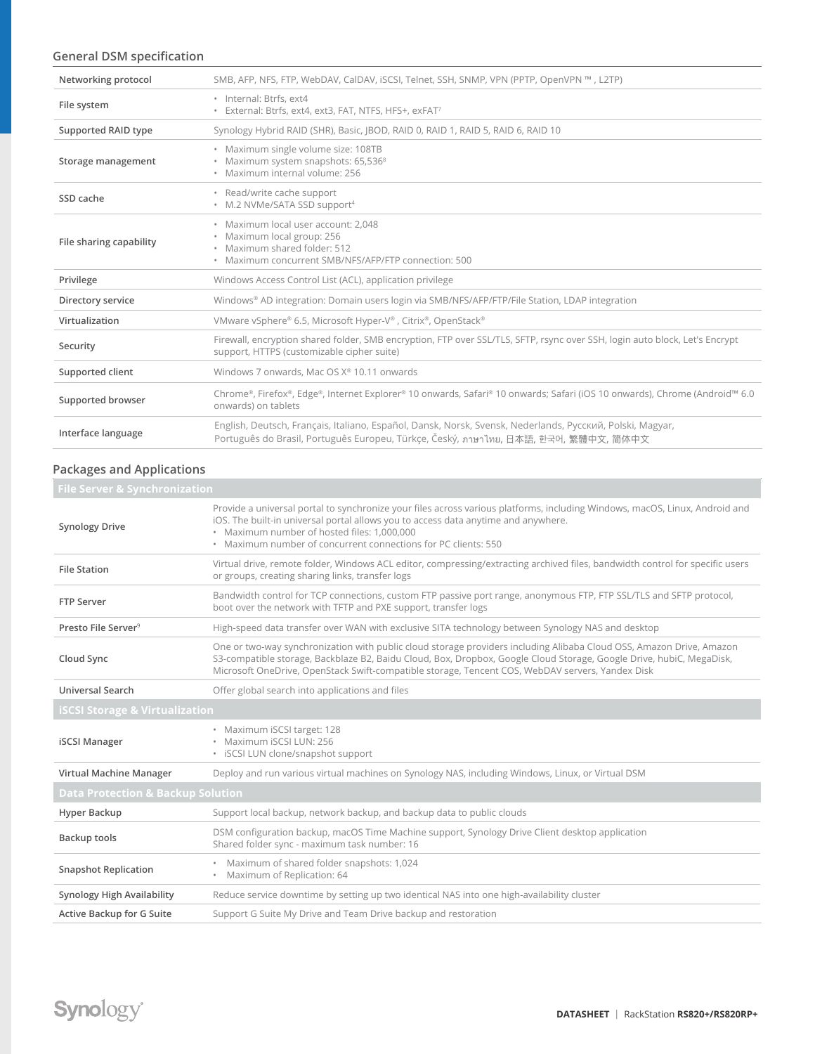## General DSM specification

| | |
|---|---|
| Networking protocol | SMB, AFP, NFS, FTP, WebDAV, CalDAV, iSCSI, Telnet, SSH, SNMP, VPN (PPTP, OpenVPN ™ , L2TP) |
| File system | • Internal: Btrfs, ext4<br>• External: Btrfs, ext4, ext3, FAT, NTFS, HFS+, exFAT[7] |
| Supported RAID type | Synology Hybrid RAID (SHR), Basic, JBOD, RAID 0, RAID 1, RAID 5, RAID 6, RAID 10 |
| Storage management | • Maximum single volume size: 108TB<br>• Maximum system snapshots: 65,536[8]<br>• Maximum internal volume: 256 |
| SSD cache | • Read/write cache support<br>• M.2 NVMe/SATA SSD support[4] |
| File sharing capability | • Maximum local user account: 2,048<br>• Maximum local group: 256<br>• Maximum shared folder: 512<br>• Maximum concurrent SMB/NFS/AFP/FTP connection: 500 |
| Privilege | Windows Access Control List (ACL), application privilege |
| Directory service | Windows® AD integration: Domain users login via SMB/NFS/AFP/FTP/File Station, LDAP integration |
| Virtualization | VMware vSphere® 6.5, Microsoft Hyper-V® , Citrix®, OpenStack® |
| Security | Firewall, encryption shared folder, SMB encryption, FTP over SSL/TLS, SFTP, rsync over SSH, login auto block, Let's Encrypt support, HTTPS (customizable cipher suite) |
| Supported client | Windows 7 onwards, Mac OS X® 10.11 onwards |
| Supported browser | Chrome®, Firefox®, Edge®, Internet Explorer® 10 onwards, Safari® 10 onwards; Safari (iOS 10 onwards), Chrome (Android™ 6.0 onwards) on tablets |
| Interface language | English, Deutsch, Français, Italiano, Español, Dansk, Norsk, Svensk, Nederlands, Русский, Polski, Magyar, Português do Brasil, Português Europeu, Türkçe, Český, ภาษาไทย, 日本語, 한국어, 繁體中文, 简体中文 |

## Packages and Applications

| | |
|---|---|
| **File Server & Synchronization** | |
| Synology Drive | Provide a universal portal to synchronize your files across various platforms, including Windows, macOS, Linux, Android and iOS. The built-in universal portal allows you to access data anytime and anywhere.<br>• Maximum number of hosted files: 1,000,000<br>• Maximum number of concurrent connections for PC clients: 550 |
| File Station | Virtual drive, remote folder, Windows ACL editor, compressing/extracting archived files, bandwidth control for specific users or groups, creating sharing links, transfer logs |
| FTP Server | Bandwidth control for TCP connections, custom FTP passive port range, anonymous FTP, FTP SSL/TLS and SFTP protocol, boot over the network with TFTP and PXE support, transfer logs |
| Presto File Server[9] | High-speed data transfer over WAN with exclusive SITA technology between Synology NAS and desktop |
| Cloud Sync | One or two-way synchronization with public cloud storage providers including Alibaba Cloud OSS, Amazon Drive, Amazon S3-compatible storage, Backblaze B2, Baidu Cloud, Box, Dropbox, Google Cloud Storage, Google Drive, hubiC, MegaDisk, Microsoft OneDrive, OpenStack Swift-compatible storage, Tencent COS, WebDAV servers, Yandex Disk |
| Universal Search | Offer global search into applications and files |
| **iSCSI Storage & Virtualization** | |
| iSCSI Manager | • Maximum iSCSI target: 128<br>• Maximum iSCSI LUN: 256<br>• iSCSI LUN clone/snapshot support |
| Virtual Machine Manager | Deploy and run various virtual machines on Synology NAS, including Windows, Linux, or Virtual DSM |
| **Data Protection & Backup Solution** | |
| Hyper Backup | Support local backup, network backup, and backup data to public clouds |
| Backup tools | DSM configuration backup, macOS Time Machine support, Synology Drive Client desktop application<br>Shared folder sync - maximum task number: 16 |
| Snapshot Replication | • Maximum of shared folder snapshots: 1,024<br>• Maximum of Replication: 64 |
| Synology High Availability | Reduce service downtime by setting up two identical NAS into one high-availability cluster |
| Active Backup for G Suite | Support G Suite My Drive and Team Drive backup and restoration |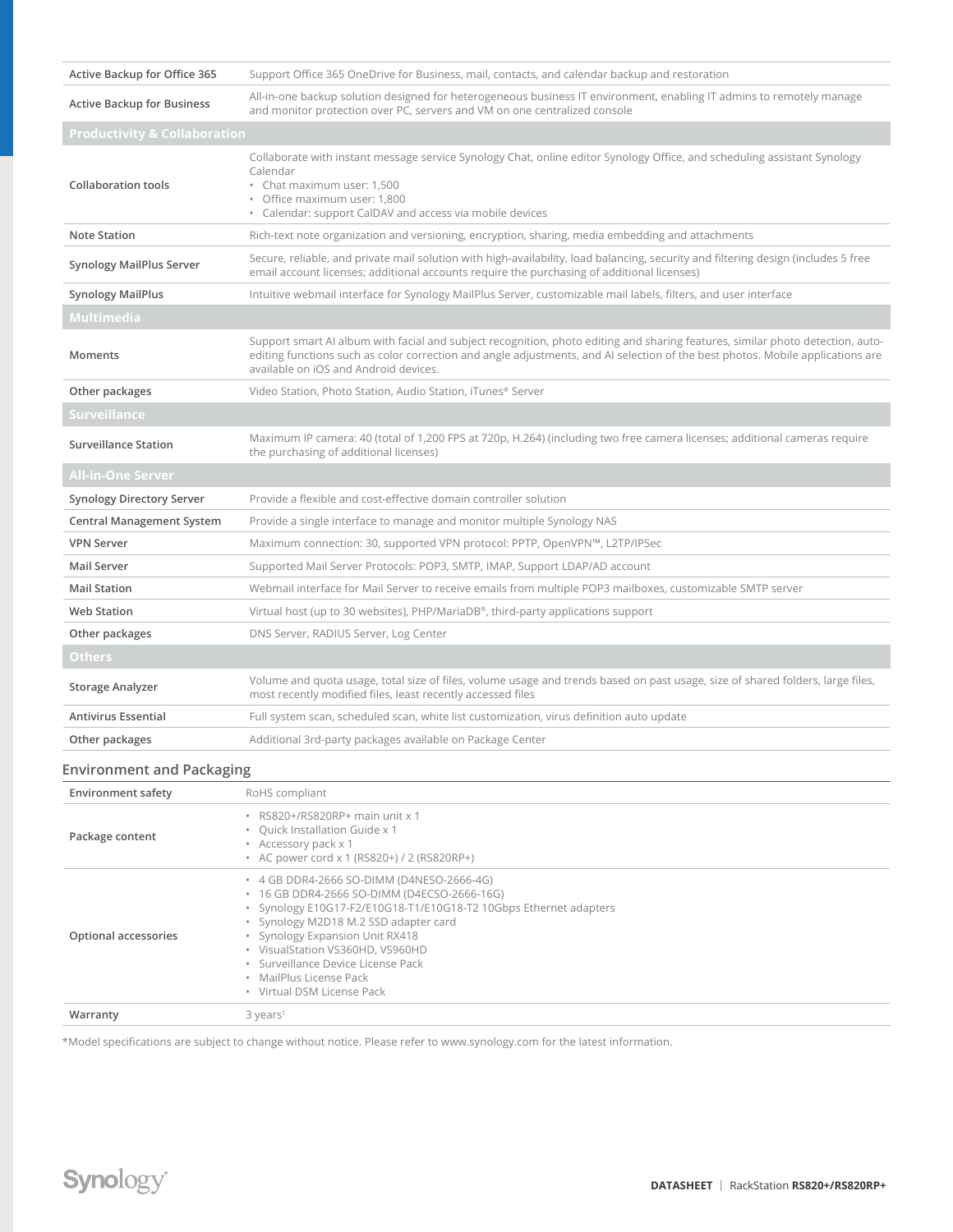| | |
|---|---|
| Active Backup for Office 365 | Support Office 365 OneDrive for Business, mail, contacts, and calendar backup and restoration |
| Active Backup for Business | All-in-one backup solution designed for heterogeneous business IT environment, enabling IT admins to remotely manage and monitor protection over PC, servers and VM on one centralized console |
| **Productivity & Collaboration** | |
| Collaboration tools | Collaborate with instant message service Synology Chat, online editor Synology Office, and scheduling assistant Synology Calendar<br>• Chat maximum user: 1,500<br>• Office maximum user: 1,800<br>• Calendar: support CalDAV and access via mobile devices |
| Note Station | Rich-text note organization and versioning, encryption, sharing, media embedding and attachments |
| Synology MailPlus Server | Secure, reliable, and private mail solution with high-availability, load balancing, security and filtering design (includes 5 free email account licenses; additional accounts require the purchasing of additional licenses) |
| Synology MailPlus | Intuitive webmail interface for Synology MailPlus Server, customizable mail labels, filters, and user interface |
| **Multimedia** | |
| Moments | Support smart AI album with facial and subject recognition, photo editing and sharing features, similar photo detection, auto-editing functions such as color correction and angle adjustments, and AI selection of the best photos. Mobile applications are available on iOS and Android devices. |
| Other packages | Video Station, Photo Station, Audio Station, iTunes® Server |
| **Surveillance** | |
| Surveillance Station | Maximum IP camera: 40 (total of 1,200 FPS at 720p, H.264) (including two free camera licenses; additional cameras require the purchasing of additional licenses) |
| **All-in-One Server** | |
| Synology Directory Server | Provide a flexible and cost-effective domain controller solution |
| Central Management System | Provide a single interface to manage and monitor multiple Synology NAS |
| VPN Server | Maximum connection: 30, supported VPN protocol: PPTP, OpenVPN™, L2TP/IPSec |
| Mail Server | Supported Mail Server Protocols: POP3, SMTP, IMAP, Support LDAP/AD account |
| Mail Station | Webmail interface for Mail Server to receive emails from multiple POP3 mailboxes, customizable SMTP server |
| Web Station | Virtual host (up to 30 websites), PHP/MariaDB®, third-party applications support |
| Other packages | DNS Server, RADIUS Server, Log Center |
| **Others** | |
| Storage Analyzer | Volume and quota usage, total size of files, volume usage and trends based on past usage, size of shared folders, large files, most recently modified files, least recently accessed files |
| Antivirus Essential | Full system scan, scheduled scan, white list customization, virus definition auto update |
| Other packages | Additional 3rd-party packages available on Package Center |

## Environment and Packaging

| | |
|---|---|
| Environment safety | RoHS compliant |
| Package content | • RS820+/RS820RP+ main unit x 1<br>• Quick Installation Guide x 1<br>• Accessory pack x 1<br>• AC power cord x 1 (RS820+) / 2 (RS820RP+) |
| Optional accessories | • 4 GB DDR4-2666 SO-DIMM (D4NESO-2666-4G)<br>• 16 GB DDR4-2666 SO-DIMM (D4ECSO-2666-16G)<br>• Synology E10G17-F2/E10G18-T1/E10G18-T2 10Gbps Ethernet adapters<br>• Synology M2D18 M.2 SSD adapter card<br>• Synology Expansion Unit RX418<br>• VisualStation VS360HD, VS960HD<br>• Surveillance Device License Pack<br>• MailPlus License Pack<br>• Virtual DSM License Pack |
| Warranty | 3 years[1] |

*Model specifications are subject to change without notice. Please refer to www.synology.com for the latest information.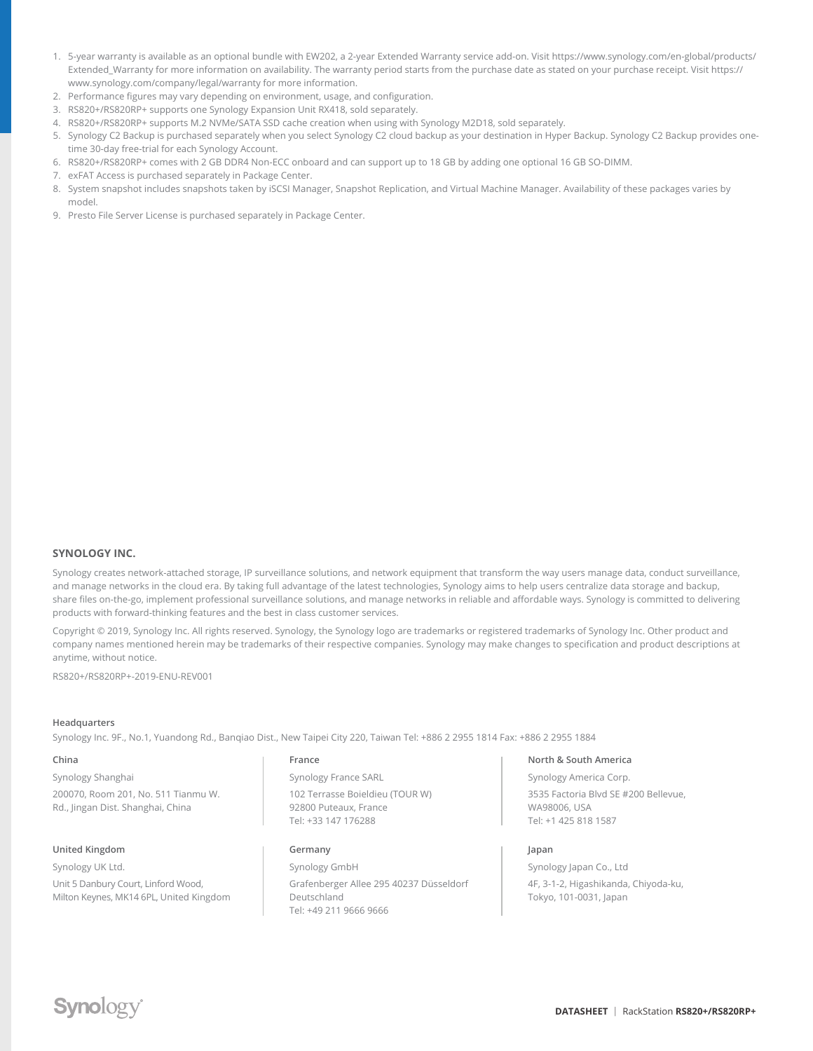1. 5-year warranty is available as an optional bundle with EW202, a 2-year Extended Warranty service add-on. Visit https://www.synology.com/en-global/products/Extended_Warranty for more information on availability. The warranty period starts from the purchase date as stated on your purchase receipt. Visit https://www.synology.com/company/legal/warranty for more information.
2. Performance figures may vary depending on environment, usage, and configuration.
3. RS820+/RS820RP+ supports one Synology Expansion Unit RX418, sold separately.
4. RS820+/RS820RP+ supports M.2 NVMe/SATA SSD cache creation when using with Synology M2D18, sold separately.
5. Synology C2 Backup is purchased separately when you select Synology C2 cloud backup as your destination in Hyper Backup. Synology C2 Backup provides one-time 30-day free-trial for each Synology Account.
6. RS820+/RS820RP+ comes with 2 GB DDR4 Non-ECC onboard and can support up to 18 GB by adding one optional 16 GB SO-DIMM.
7. exFAT Access is purchased separately in Package Center.
8. System snapshot includes snapshots taken by iSCSI Manager, Snapshot Replication, and Virtual Machine Manager. Availability of these packages varies by model.
9. Presto File Server License is purchased separately in Package Center.

**SYNOLOGY INC.**

Synology creates network-attached storage, IP surveillance solutions, and network equipment that transform the way users manage data, conduct surveillance, and manage networks in the cloud era. By taking full advantage of the latest technologies, Synology aims to help users centralize data storage and backup, share files on-the-go, implement professional surveillance solutions, and manage networks in reliable and affordable ways. Synology is committed to delivering products with forward-thinking features and the best in class customer services.

Copyright © 2019, Synology Inc. All rights reserved. Synology, the Synology logo are trademarks or registered trademarks of Synology Inc. Other product and company names mentioned herein may be trademarks of their respective companies. Synology may make changes to specification and product descriptions at anytime, without notice.

RS820+/RS820RP+-2019-ENU-REV001

**Headquarters**

Synology Inc. 9F., No.1, Yuandong Rd., Banqiao Dist., New Taipei City 220, Taiwan Tel: +886 2 2955 1814 Fax: +886 2 2955 1884

**China**

Synology Shanghai

200070, Room 201, No. 511 Tianmu W. Rd., Jingan Dist. Shanghai, China

**France**

Synology France SARL

102 Terrasse Boieldieu (TOUR W)
92800 Puteaux, France
Tel: +33 147 176288

**North & South America**

Synology America Corp.

3535 Factoria Blvd SE #200 Bellevue, WA98006, USA
Tel: +1 425 818 1587

**United Kingdom**

Synology UK Ltd.

Unit 5 Danbury Court, Linford Wood, Milton Keynes, MK14 6PL, United Kingdom

**Germany**

Synology GmbH

Grafenberger Allee 295 40237 Düsseldorf
Deutschland
Tel: +49 211 9666 9666

**Japan**

Synology Japan Co., Ltd

4F, 3-1-2, Higashikanda, Chiyoda-ku, Tokyo, 101-0031, Japan